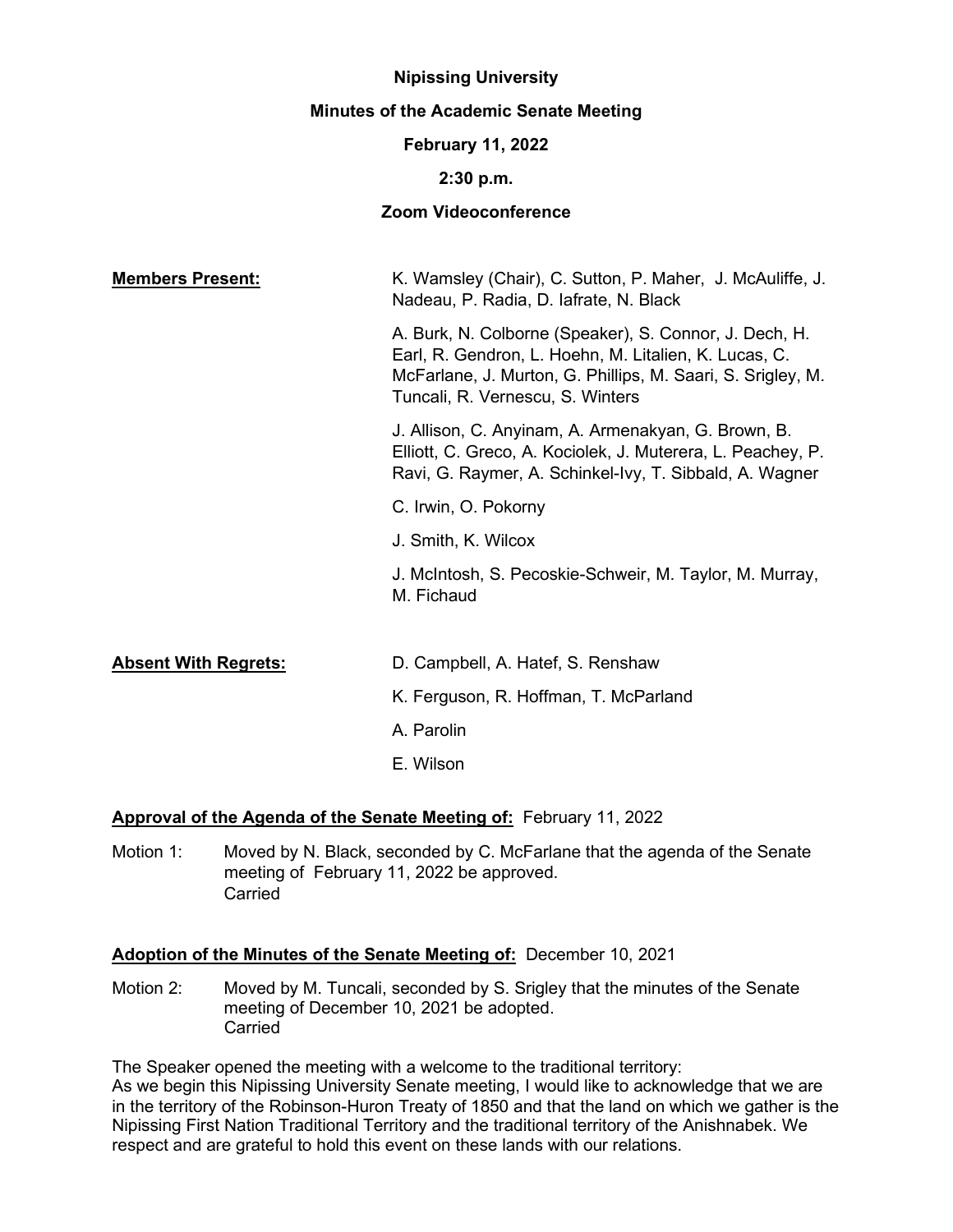**Nipissing University**

**Minutes of the Academic Senate Meeting**

**February 11, 2022**

**2:30 p.m.**

**Zoom Videoconference**

**Members Present:**

K. Wamsley (Chair), C. Sutton, P. Maher, J. McAuliffe, J. Nadeau, P. Radia, D. Iafrate, N. Black

A. Burk, N. Colborne (Speaker), S. Connor, J. Dech, H. Earl, R. Gendron, L. Hoehn, M. Litalien, K. Lucas, C. McFarlane, J. Murton, G. Phillips, M. Saari, S. Srigley, M. Tuncali, R. Vernescu, S. Winters

J. Allison, C. Anyinam, A. Armenakyan, G. Brown, B. Elliott, C. Greco, A. Kociolek, J. Muterera, L. Peachey, P. Ravi, G. Raymer, A. Schinkel-Ivy, T. Sibbald, A. Wagner

C. Irwin, O. Pokorny

J. Smith, K. Wilcox

J. McIntosh, S. Pecoskie-Schweir, M. Taylor, M. Murray, M. Fichaud

**Absent With Regrets:**

D. Campbell, A. Hatef, S. Renshaw

K. Ferguson, R. Hoffman, T. McParland

A. Parolin

E. Wilson

**Approval of the Agenda of the Senate Meeting of:** February 11, 2022

Motion 1: Moved by N. Black, seconded by C. McFarlane that the agenda of the Senate meeting of February 11, 2022 be approved.
Carried

**Adoption of the Minutes of the Senate Meeting of:** December 10, 2021

Motion 2: Moved by M. Tuncali, seconded by S. Srigley that the minutes of the Senate meeting of December 10, 2021 be adopted.
Carried

The Speaker opened the meeting with a welcome to the traditional territory:
As we begin this Nipissing University Senate meeting, I would like to acknowledge that we are in the territory of the Robinson-Huron Treaty of 1850 and that the land on which we gather is the Nipissing First Nation Traditional Territory and the traditional territory of the Anishnabek. We respect and are grateful to hold this event on these lands with our relations.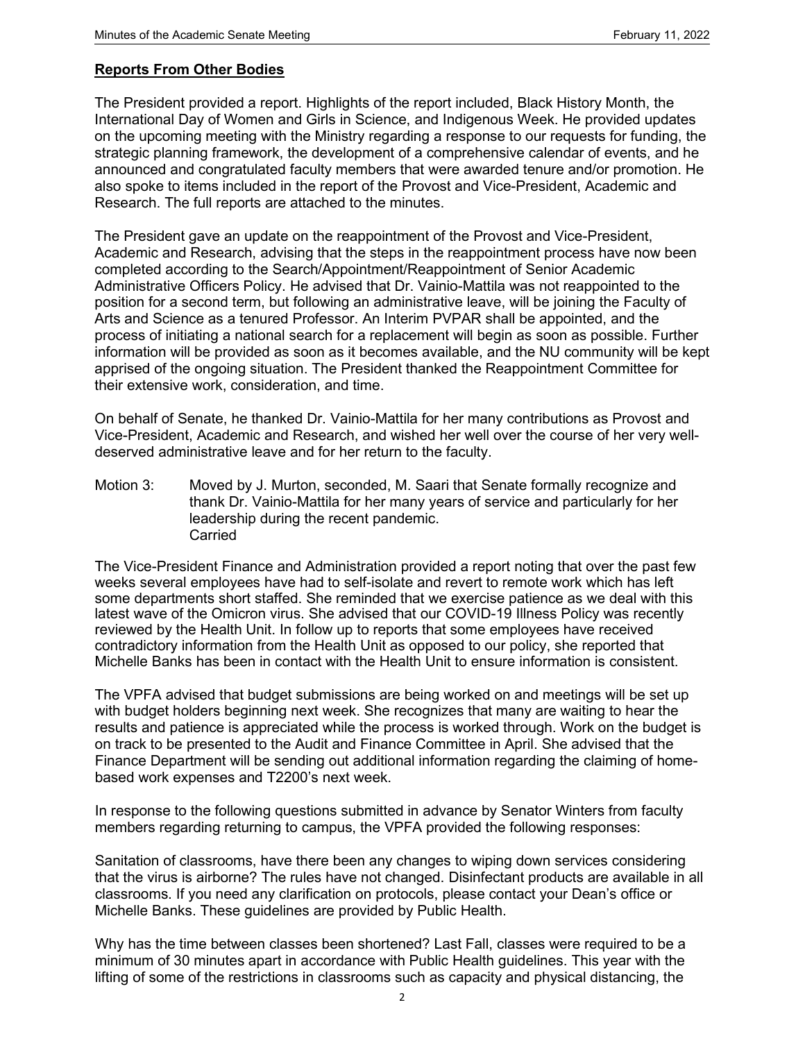**Reports From Other Bodies**

The President provided a report. Highlights of the report included, Black History Month, the International Day of Women and Girls in Science, and Indigenous Week. He provided updates on the upcoming meeting with the Ministry regarding a response to our requests for funding, the strategic planning framework, the development of a comprehensive calendar of events, and he announced and congratulated faculty members that were awarded tenure and/or promotion. He also spoke to items included in the report of the Provost and Vice-President, Academic and Research. The full reports are attached to the minutes.

The President gave an update on the reappointment of the Provost and Vice-President, Academic and Research, advising that the steps in the reappointment process have now been completed according to the Search/Appointment/Reappointment of Senior Academic Administrative Officers Policy. He advised that Dr. Vainio-Mattila was not reappointed to the position for a second term, but following an administrative leave, will be joining the Faculty of Arts and Science as a tenured Professor. An Interim PVPAR shall be appointed, and the process of initiating a national search for a replacement will begin as soon as possible. Further information will be provided as soon as it becomes available, and the NU community will be kept apprised of the ongoing situation. The President thanked the Reappointment Committee for their extensive work, consideration, and time.

On behalf of Senate, he thanked Dr. Vainio-Mattila for her many contributions as Provost and Vice-President, Academic and Research, and wished her well over the course of her very well-deserved administrative leave and for her return to the faculty.

Motion 3: Moved by J. Murton, seconded, M. Saari that Senate formally recognize and thank Dr. Vainio-Mattila for her many years of service and particularly for her leadership during the recent pandemic.
Carried

The Vice-President Finance and Administration provided a report noting that over the past few weeks several employees have had to self-isolate and revert to remote work which has left some departments short staffed. She reminded that we exercise patience as we deal with this latest wave of the Omicron virus. She advised that our COVID-19 Illness Policy was recently reviewed by the Health Unit. In follow up to reports that some employees have received contradictory information from the Health Unit as opposed to our policy, she reported that Michelle Banks has been in contact with the Health Unit to ensure information is consistent.

The VPFA advised that budget submissions are being worked on and meetings will be set up with budget holders beginning next week. She recognizes that many are waiting to hear the results and patience is appreciated while the process is worked through. Work on the budget is on track to be presented to the Audit and Finance Committee in April. She advised that the Finance Department will be sending out additional information regarding the claiming of home-based work expenses and T2200's next week.

In response to the following questions submitted in advance by Senator Winters from faculty members regarding returning to campus, the VPFA provided the following responses:

Sanitation of classrooms, have there been any changes to wiping down services considering that the virus is airborne? The rules have not changed. Disinfectant products are available in all classrooms. If you need any clarification on protocols, please contact your Dean's office or Michelle Banks. These guidelines are provided by Public Health.

Why has the time between classes been shortened? Last Fall, classes were required to be a minimum of 30 minutes apart in accordance with Public Health guidelines. This year with the lifting of some of the restrictions in classrooms such as capacity and physical distancing, the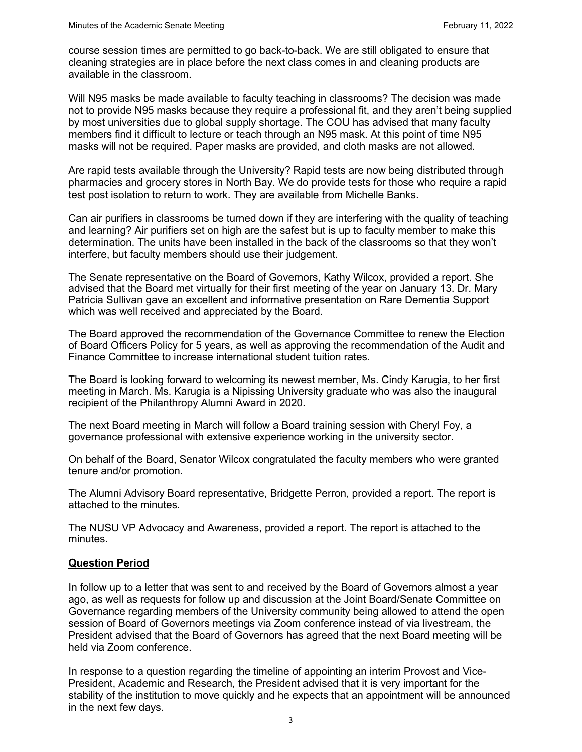course session times are permitted to go back-to-back. We are still obligated to ensure that cleaning strategies are in place before the next class comes in and cleaning products are available in the classroom.

Will N95 masks be made available to faculty teaching in classrooms? The decision was made not to provide N95 masks because they require a professional fit, and they aren't being supplied by most universities due to global supply shortage. The COU has advised that many faculty members find it difficult to lecture or teach through an N95 mask. At this point of time N95 masks will not be required. Paper masks are provided, and cloth masks are not allowed.

Are rapid tests available through the University? Rapid tests are now being distributed through pharmacies and grocery stores in North Bay. We do provide tests for those who require a rapid test post isolation to return to work. They are available from Michelle Banks.

Can air purifiers in classrooms be turned down if they are interfering with the quality of teaching and learning? Air purifiers set on high are the safest but is up to faculty member to make this determination. The units have been installed in the back of the classrooms so that they won't interfere, but faculty members should use their judgement.

The Senate representative on the Board of Governors, Kathy Wilcox, provided a report. She advised that the Board met virtually for their first meeting of the year on January 13. Dr. Mary Patricia Sullivan gave an excellent and informative presentation on Rare Dementia Support which was well received and appreciated by the Board.

The Board approved the recommendation of the Governance Committee to renew the Election of Board Officers Policy for 5 years, as well as approving the recommendation of the Audit and Finance Committee to increase international student tuition rates.

The Board is looking forward to welcoming its newest member, Ms. Cindy Karugia, to her first meeting in March. Ms. Karugia is a Nipissing University graduate who was also the inaugural recipient of the Philanthropy Alumni Award in 2020.

The next Board meeting in March will follow a Board training session with Cheryl Foy, a governance professional with extensive experience working in the university sector.

On behalf of the Board, Senator Wilcox congratulated the faculty members who were granted tenure and/or promotion.

The Alumni Advisory Board representative, Bridgette Perron, provided a report. The report is attached to the minutes.

The NUSU VP Advocacy and Awareness, provided a report. The report is attached to the minutes.

## **Question Period**

In follow up to a letter that was sent to and received by the Board of Governors almost a year ago, as well as requests for follow up and discussion at the Joint Board/Senate Committee on Governance regarding members of the University community being allowed to attend the open session of Board of Governors meetings via Zoom conference instead of via livestream, the President advised that the Board of Governors has agreed that the next Board meeting will be held via Zoom conference.

In response to a question regarding the timeline of appointing an interim Provost and Vice-President, Academic and Research, the President advised that it is very important for the stability of the institution to move quickly and he expects that an appointment will be announced in the next few days.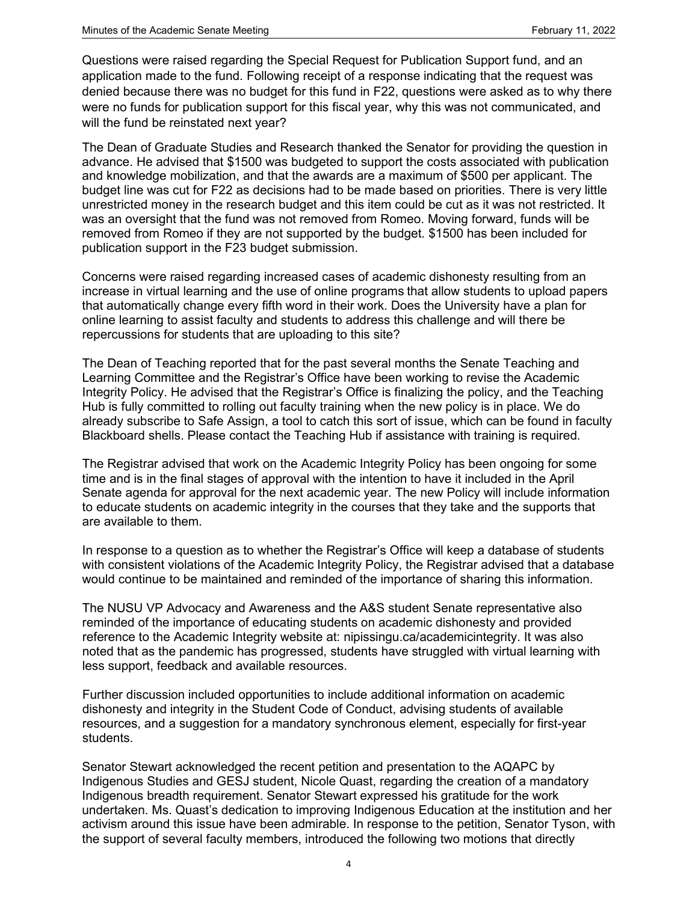Questions were raised regarding the Special Request for Publication Support fund, and an application made to the fund. Following receipt of a response indicating that the request was denied because there was no budget for this fund in F22, questions were asked as to why there were no funds for publication support for this fiscal year, why this was not communicated, and will the fund be reinstated next year?

The Dean of Graduate Studies and Research thanked the Senator for providing the question in advance. He advised that $1500 was budgeted to support the costs associated with publication and knowledge mobilization, and that the awards are a maximum of $500 per applicant. The budget line was cut for F22 as decisions had to be made based on priorities. There is very little unrestricted money in the research budget and this item could be cut as it was not restricted. It was an oversight that the fund was not removed from Romeo. Moving forward, funds will be removed from Romeo if they are not supported by the budget. $1500 has been included for publication support in the F23 budget submission.

Concerns were raised regarding increased cases of academic dishonesty resulting from an increase in virtual learning and the use of online programs that allow students to upload papers that automatically change every fifth word in their work. Does the University have a plan for online learning to assist faculty and students to address this challenge and will there be repercussions for students that are uploading to this site?

The Dean of Teaching reported that for the past several months the Senate Teaching and Learning Committee and the Registrar's Office have been working to revise the Academic Integrity Policy. He advised that the Registrar's Office is finalizing the policy, and the Teaching Hub is fully committed to rolling out faculty training when the new policy is in place. We do already subscribe to Safe Assign, a tool to catch this sort of issue, which can be found in faculty Blackboard shells. Please contact the Teaching Hub if assistance with training is required.

The Registrar advised that work on the Academic Integrity Policy has been ongoing for some time and is in the final stages of approval with the intention to have it included in the April Senate agenda for approval for the next academic year. The new Policy will include information to educate students on academic integrity in the courses that they take and the supports that are available to them.

In response to a question as to whether the Registrar's Office will keep a database of students with consistent violations of the Academic Integrity Policy, the Registrar advised that a database would continue to be maintained and reminded of the importance of sharing this information.

The NUSU VP Advocacy and Awareness and the A&S student Senate representative also reminded of the importance of educating students on academic dishonesty and provided reference to the Academic Integrity website at: nipissingu.ca/academicintegrity. It was also noted that as the pandemic has progressed, students have struggled with virtual learning with less support, feedback and available resources.

Further discussion included opportunities to include additional information on academic dishonesty and integrity in the Student Code of Conduct, advising students of available resources, and a suggestion for a mandatory synchronous element, especially for first-year students.

Senator Stewart acknowledged the recent petition and presentation to the AQAPC by Indigenous Studies and GESJ student, Nicole Quast, regarding the creation of a mandatory Indigenous breadth requirement. Senator Stewart expressed his gratitude for the work undertaken. Ms. Quast's dedication to improving Indigenous Education at the institution and her activism around this issue have been admirable. In response to the petition, Senator Tyson, with the support of several faculty members, introduced the following two motions that directly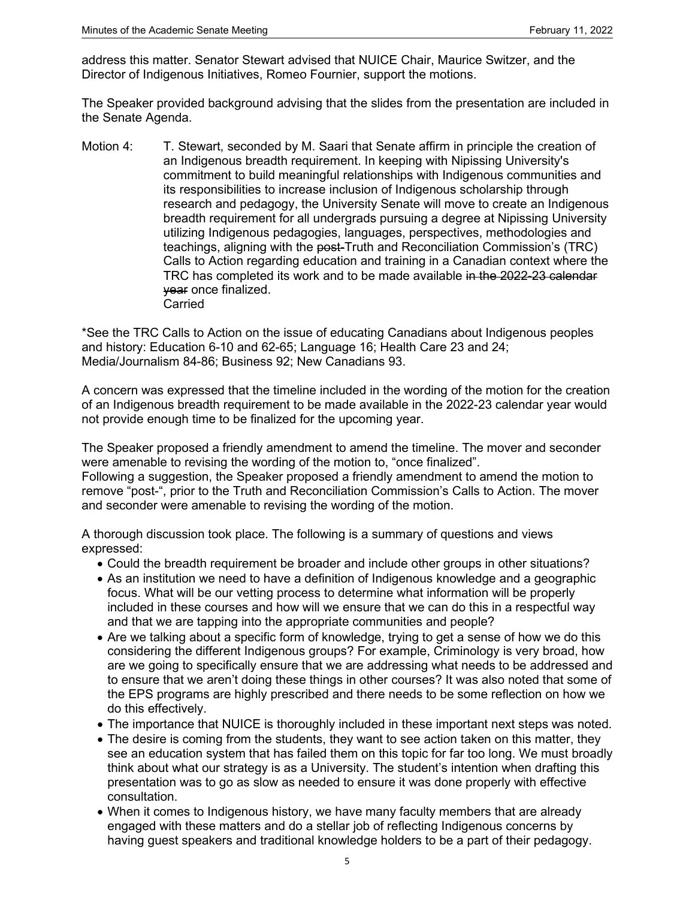address this matter. Senator Stewart advised that NUICE Chair, Maurice Switzer, and the Director of Indigenous Initiatives, Romeo Fournier, support the motions.

The Speaker provided background advising that the slides from the presentation are included in the Senate Agenda.

Motion 4: T. Stewart, seconded by M. Saari that Senate affirm in principle the creation of an Indigenous breadth requirement. In keeping with Nipissing University's commitment to build meaningful relationships with Indigenous communities and its responsibilities to increase inclusion of Indigenous scholarship through research and pedagogy, the University Senate will move to create an Indigenous breadth requirement for all undergrads pursuing a degree at Nipissing University utilizing Indigenous pedagogies, languages, perspectives, methodologies and teachings, aligning with the ~~post-~~Truth and Reconciliation Commission's (TRC) Calls to Action regarding education and training in a Canadian context where the TRC has completed its work and to be made available ~~in the 2022-23 calendar year~~ once finalized.
Carried

*See the TRC Calls to Action on the issue of educating Canadians about Indigenous peoples and history: Education 6-10 and 62-65; Language 16; Health Care 23 and 24; Media/Journalism 84-86; Business 92; New Canadians 93.

A concern was expressed that the timeline included in the wording of the motion for the creation of an Indigenous breadth requirement to be made available in the 2022-23 calendar year would not provide enough time to be finalized for the upcoming year.

The Speaker proposed a friendly amendment to amend the timeline. The mover and seconder were amenable to revising the wording of the motion to, "once finalized".
Following a suggestion, the Speaker proposed a friendly amendment to amend the motion to remove "post-", prior to the Truth and Reconciliation Commission's Calls to Action. The mover and seconder were amenable to revising the wording of the motion.

A thorough discussion took place. The following is a summary of questions and views expressed:

- Could the breadth requirement be broader and include other groups in other situations?
- As an institution we need to have a definition of Indigenous knowledge and a geographic focus. What will be our vetting process to determine what information will be properly included in these courses and how will we ensure that we can do this in a respectful way and that we are tapping into the appropriate communities and people?
- Are we talking about a specific form of knowledge, trying to get a sense of how we do this considering the different Indigenous groups? For example, Criminology is very broad, how are we going to specifically ensure that we are addressing what needs to be addressed and to ensure that we aren't doing these things in other courses? It was also noted that some of the EPS programs are highly prescribed and there needs to be some reflection on how we do this effectively.
- The importance that NUICE is thoroughly included in these important next steps was noted.
- The desire is coming from the students, they want to see action taken on this matter, they see an education system that has failed them on this topic for far too long. We must broadly think about what our strategy is as a University. The student's intention when drafting this presentation was to go as slow as needed to ensure it was done properly with effective consultation.
- When it comes to Indigenous history, we have many faculty members that are already engaged with these matters and do a stellar job of reflecting Indigenous concerns by having guest speakers and traditional knowledge holders to be a part of their pedagogy.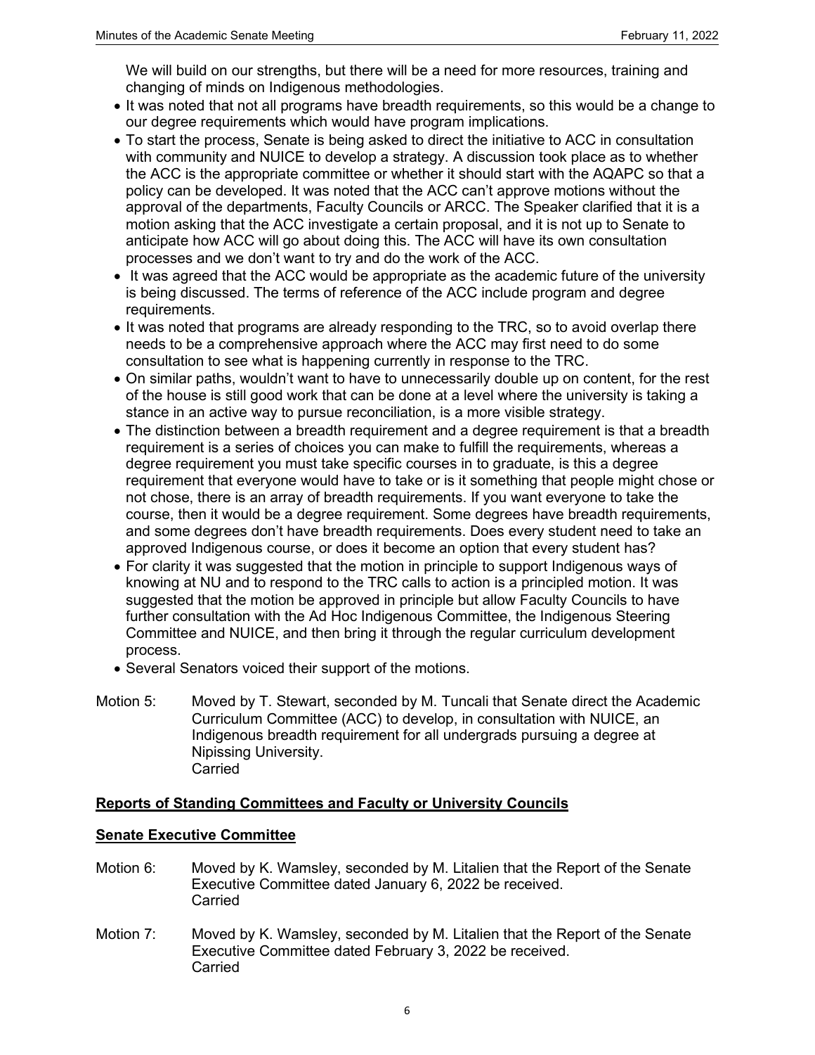We will build on our strengths, but there will be a need for more resources, training and changing of minds on Indigenous methodologies.

- It was noted that not all programs have breadth requirements, so this would be a change to our degree requirements which would have program implications.
- To start the process, Senate is being asked to direct the initiative to ACC in consultation with community and NUICE to develop a strategy. A discussion took place as to whether the ACC is the appropriate committee or whether it should start with the AQAPC so that a policy can be developed. It was noted that the ACC can't approve motions without the approval of the departments, Faculty Councils or ARCC. The Speaker clarified that it is a motion asking that the ACC investigate a certain proposal, and it is not up to Senate to anticipate how ACC will go about doing this. The ACC will have its own consultation processes and we don't want to try and do the work of the ACC.
- It was agreed that the ACC would be appropriate as the academic future of the university is being discussed. The terms of reference of the ACC include program and degree requirements.
- It was noted that programs are already responding to the TRC, so to avoid overlap there needs to be a comprehensive approach where the ACC may first need to do some consultation to see what is happening currently in response to the TRC.
- On similar paths, wouldn't want to have to unnecessarily double up on content, for the rest of the house is still good work that can be done at a level where the university is taking a stance in an active way to pursue reconciliation, is a more visible strategy.
- The distinction between a breadth requirement and a degree requirement is that a breadth requirement is a series of choices you can make to fulfill the requirements, whereas a degree requirement you must take specific courses in to graduate, is this a degree requirement that everyone would have to take or is it something that people might chose or not chose, there is an array of breadth requirements. If you want everyone to take the course, then it would be a degree requirement. Some degrees have breadth requirements, and some degrees don't have breadth requirements. Does every student need to take an approved Indigenous course, or does it become an option that every student has?
- For clarity it was suggested that the motion in principle to support Indigenous ways of knowing at NU and to respond to the TRC calls to action is a principled motion. It was suggested that the motion be approved in principle but allow Faculty Councils to have further consultation with the Ad Hoc Indigenous Committee, the Indigenous Steering Committee and NUICE, and then bring it through the regular curriculum development process.
- Several Senators voiced their support of the motions.

Motion 5: Moved by T. Stewart, seconded by M. Tuncali that Senate direct the Academic Curriculum Committee (ACC) to develop, in consultation with NUICE, an Indigenous breadth requirement for all undergrads pursuing a degree at Nipissing University.
Carried

## Reports of Standing Committees and Faculty or University Councils

### Senate Executive Committee

Motion 6: Moved by K. Wamsley, seconded by M. Litalien that the Report of the Senate Executive Committee dated January 6, 2022 be received.
Carried

Motion 7: Moved by K. Wamsley, seconded by M. Litalien that the Report of the Senate Executive Committee dated February 3, 2022 be received.
Carried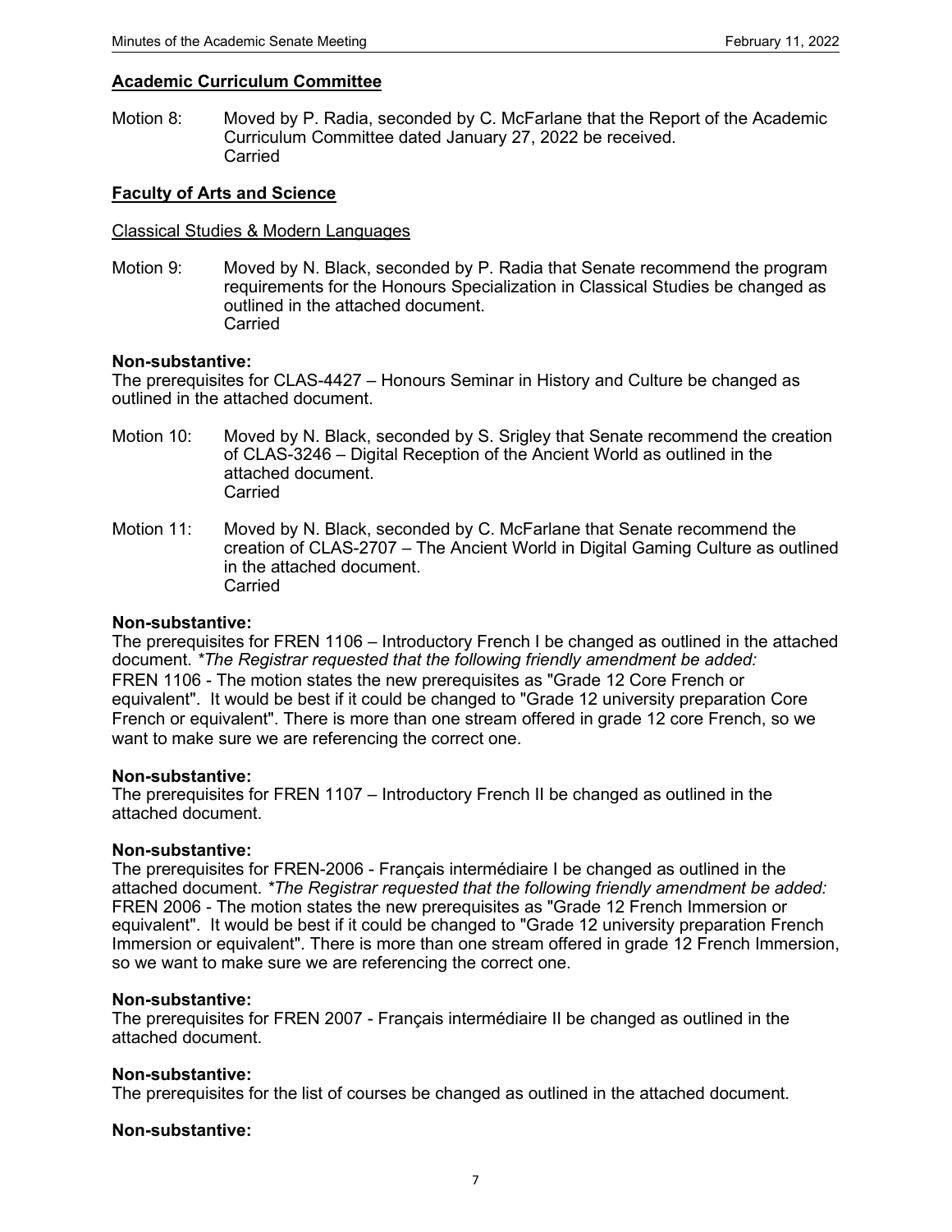**Academic Curriculum Committee**

Motion 8: Moved by P. Radia, seconded by C. McFarlane that the Report of the Academic Curriculum Committee dated January 27, 2022 be received.
Carried

**Faculty of Arts and Science**

Classical Studies & Modern Languages

Motion 9: Moved by N. Black, seconded by P. Radia that Senate recommend the program requirements for the Honours Specialization in Classical Studies be changed as outlined in the attached document.
Carried

**Non-substantive:**
The prerequisites for CLAS-4427 – Honours Seminar in History and Culture be changed as outlined in the attached document.

Motion 10: Moved by N. Black, seconded by S. Srigley that Senate recommend the creation of CLAS-3246 – Digital Reception of the Ancient World as outlined in the attached document.
Carried

Motion 11: Moved by N. Black, seconded by C. McFarlane that Senate recommend the creation of CLAS-2707 – The Ancient World in Digital Gaming Culture as outlined in the attached document.
Carried

**Non-substantive:**
The prerequisites for FREN 1106 – Introductory French I be changed as outlined in the attached document. **The Registrar requested that the following friendly amendment be added:*
FREN 1106 - The motion states the new prerequisites as "Grade 12 Core French or equivalent". It would be best if it could be changed to "Grade 12 university preparation Core French or equivalent". There is more than one stream offered in grade 12 core French, so we want to make sure we are referencing the correct one.

**Non-substantive:**
The prerequisites for FREN 1107 – Introductory French II be changed as outlined in the attached document.

**Non-substantive:**
The prerequisites for FREN-2006 - Français intermédiaire I be changed as outlined in the attached document. **The Registrar requested that the following friendly amendment be added:*
FREN 2006 - The motion states the new prerequisites as "Grade 12 French Immersion or equivalent". It would be best if it could be changed to "Grade 12 university preparation French Immersion or equivalent". There is more than one stream offered in grade 12 French Immersion, so we want to make sure we are referencing the correct one.

**Non-substantive:**
The prerequisites for FREN 2007 - Français intermédiaire II be changed as outlined in the attached document.

**Non-substantive:**
The prerequisites for the list of courses be changed as outlined in the attached document.

**Non-substantive:**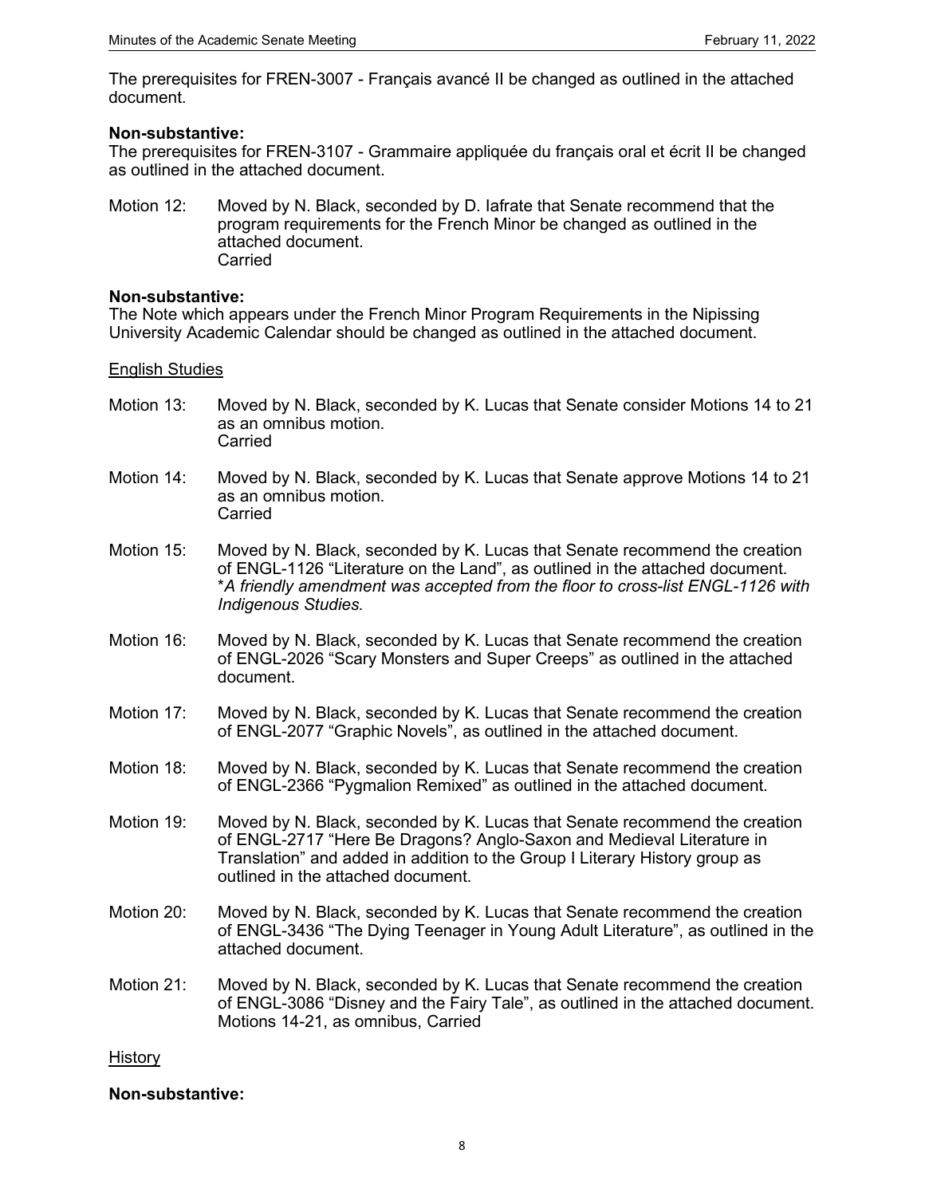The prerequisites for FREN-3007 - Français avancé II be changed as outlined in the attached document.

**Non-substantive:**
The prerequisites for FREN-3107 - Grammaire appliquée du français oral et écrit II be changed as outlined in the attached document.

Motion 12: Moved by N. Black, seconded by D. Iafrate that Senate recommend that the program requirements for the French Minor be changed as outlined in the attached document.
Carried

**Non-substantive:**
The Note which appears under the French Minor Program Requirements in the Nipissing University Academic Calendar should be changed as outlined in the attached document.

English Studies

Motion 13: Moved by N. Black, seconded by K. Lucas that Senate consider Motions 14 to 21 as an omnibus motion.
Carried

Motion 14: Moved by N. Black, seconded by K. Lucas that Senate approve Motions 14 to 21 as an omnibus motion.
Carried

Motion 15: Moved by N. Black, seconded by K. Lucas that Senate recommend the creation of ENGL-1126 "Literature on the Land", as outlined in the attached document.
**A friendly amendment was accepted from the floor to cross-list ENGL-1126 with Indigenous Studies.*

Motion 16: Moved by N. Black, seconded by K. Lucas that Senate recommend the creation of ENGL-2026 "Scary Monsters and Super Creeps" as outlined in the attached document.

Motion 17: Moved by N. Black, seconded by K. Lucas that Senate recommend the creation of ENGL-2077 "Graphic Novels", as outlined in the attached document.

Motion 18: Moved by N. Black, seconded by K. Lucas that Senate recommend the creation of ENGL-2366 "Pygmalion Remixed" as outlined in the attached document.

Motion 19: Moved by N. Black, seconded by K. Lucas that Senate recommend the creation of ENGL-2717 "Here Be Dragons? Anglo-Saxon and Medieval Literature in Translation" and added in addition to the Group I Literary History group as outlined in the attached document.

Motion 20: Moved by N. Black, seconded by K. Lucas that Senate recommend the creation of ENGL-3436 "The Dying Teenager in Young Adult Literature", as outlined in the attached document.

Motion 21: Moved by N. Black, seconded by K. Lucas that Senate recommend the creation of ENGL-3086 "Disney and the Fairy Tale", as outlined in the attached document.
Motions 14-21, as omnibus, Carried

History

**Non-substantive:**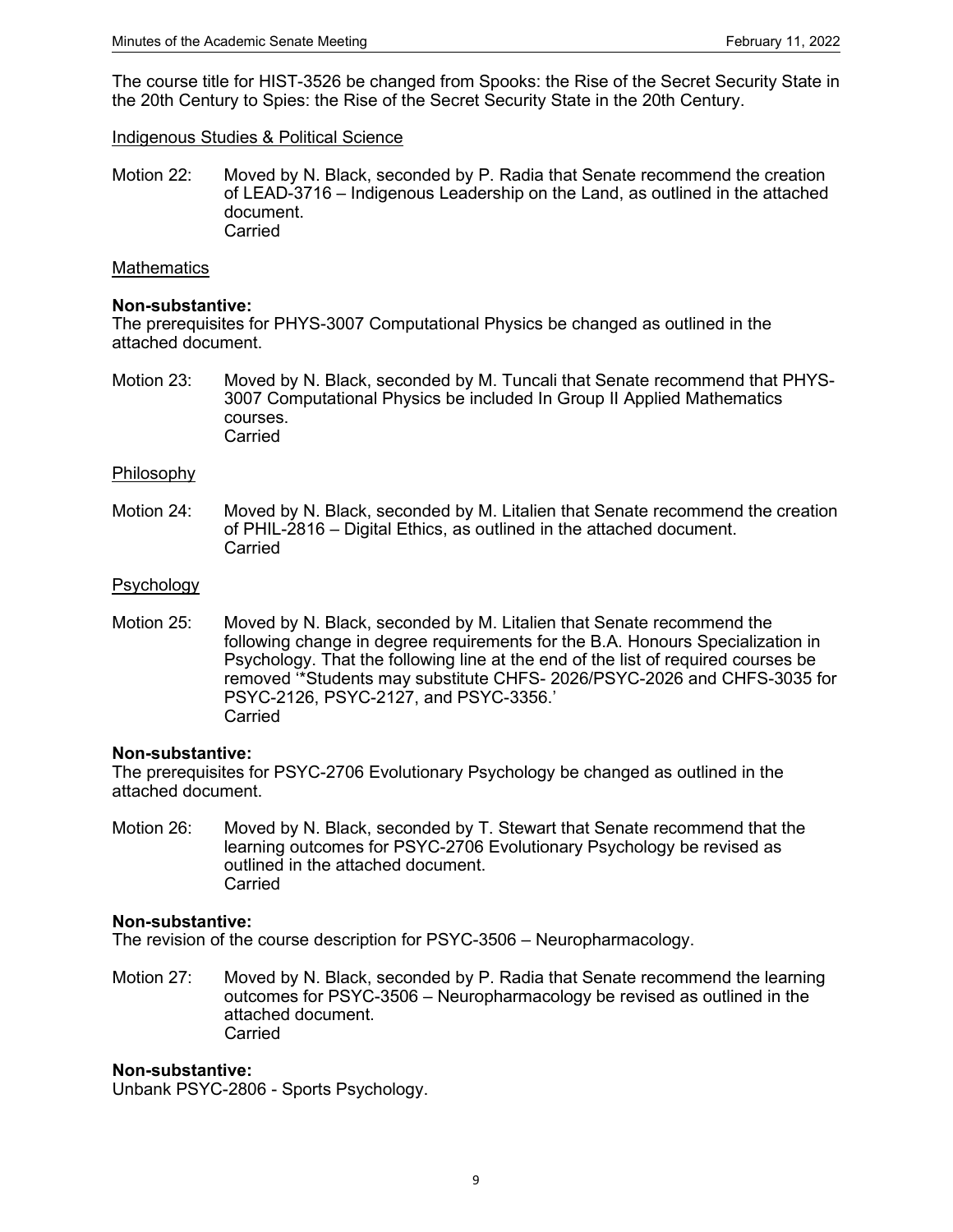The course title for HIST-3526 be changed from Spooks: the Rise of the Secret Security State in the 20th Century to Spies: the Rise of the Secret Security State in the 20th Century.

<u>Indigenous Studies & Political Science</u>

Motion 22: Moved by N. Black, seconded by P. Radia that Senate recommend the creation of LEAD-3716 – Indigenous Leadership on the Land, as outlined in the attached document.
Carried

<u>Mathematics</u>

**Non-substantive:**
The prerequisites for PHYS-3007 Computational Physics be changed as outlined in the attached document.

Motion 23: Moved by N. Black, seconded by M. Tuncali that Senate recommend that PHYS-3007 Computational Physics be included In Group II Applied Mathematics courses.
Carried

<u>Philosophy</u>

Motion 24: Moved by N. Black, seconded by M. Litalien that Senate recommend the creation of PHIL-2816 – Digital Ethics, as outlined in the attached document.
Carried

<u>Psychology</u>

Motion 25: Moved by N. Black, seconded by M. Litalien that Senate recommend the following change in degree requirements for the B.A. Honours Specialization in Psychology. That the following line at the end of the list of required courses be removed '*Students may substitute CHFS- 2026/PSYC-2026 and CHFS-3035 for PSYC-2126, PSYC-2127, and PSYC-3356.'
Carried

**Non-substantive:**
The prerequisites for PSYC-2706 Evolutionary Psychology be changed as outlined in the attached document.

Motion 26: Moved by N. Black, seconded by T. Stewart that Senate recommend that the learning outcomes for PSYC-2706 Evolutionary Psychology be revised as outlined in the attached document.
Carried

**Non-substantive:**
The revision of the course description for PSYC-3506 – Neuropharmacology.

Motion 27: Moved by N. Black, seconded by P. Radia that Senate recommend the learning outcomes for PSYC-3506 – Neuropharmacology be revised as outlined in the attached document.
Carried

**Non-substantive:**
Unbank PSYC-2806 - Sports Psychology.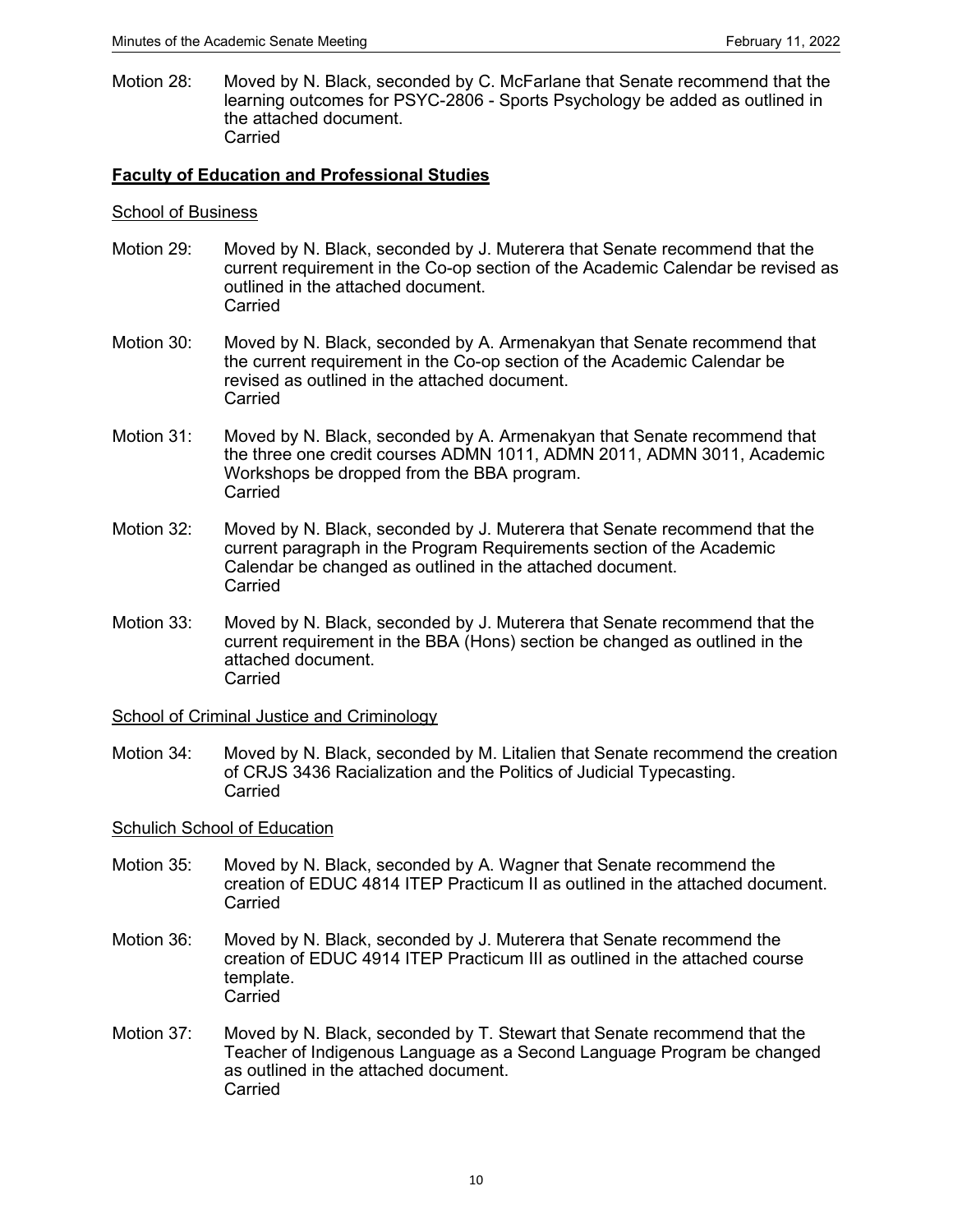Motion 28: Moved by N. Black, seconded by C. McFarlane that Senate recommend that the learning outcomes for PSYC-2806 - Sports Psychology be added as outlined in the attached document.
Carried

## Faculty of Education and Professional Studies

### School of Business

Motion 29: Moved by N. Black, seconded by J. Muterera that Senate recommend that the current requirement in the Co-op section of the Academic Calendar be revised as outlined in the attached document.
Carried

Motion 30: Moved by N. Black, seconded by A. Armenakyan that Senate recommend that the current requirement in the Co-op section of the Academic Calendar be revised as outlined in the attached document.
Carried

Motion 31: Moved by N. Black, seconded by A. Armenakyan that Senate recommend that the three one credit courses ADMN 1011, ADMN 2011, ADMN 3011, Academic Workshops be dropped from the BBA program.
Carried

Motion 32: Moved by N. Black, seconded by J. Muterera that Senate recommend that the current paragraph in the Program Requirements section of the Academic Calendar be changed as outlined in the attached document.
Carried

Motion 33: Moved by N. Black, seconded by J. Muterera that Senate recommend that the current requirement in the BBA (Hons) section be changed as outlined in the attached document.
Carried

### School of Criminal Justice and Criminology

Motion 34: Moved by N. Black, seconded by M. Litalien that Senate recommend the creation of CRJS 3436 Racialization and the Politics of Judicial Typecasting.
Carried

### Schulich School of Education

Motion 35: Moved by N. Black, seconded by A. Wagner that Senate recommend the creation of EDUC 4814 ITEP Practicum II as outlined in the attached document.
Carried

Motion 36: Moved by N. Black, seconded by J. Muterera that Senate recommend the creation of EDUC 4914 ITEP Practicum III as outlined in the attached course template.
Carried

Motion 37: Moved by N. Black, seconded by T. Stewart that Senate recommend that the Teacher of Indigenous Language as a Second Language Program be changed as outlined in the attached document.
Carried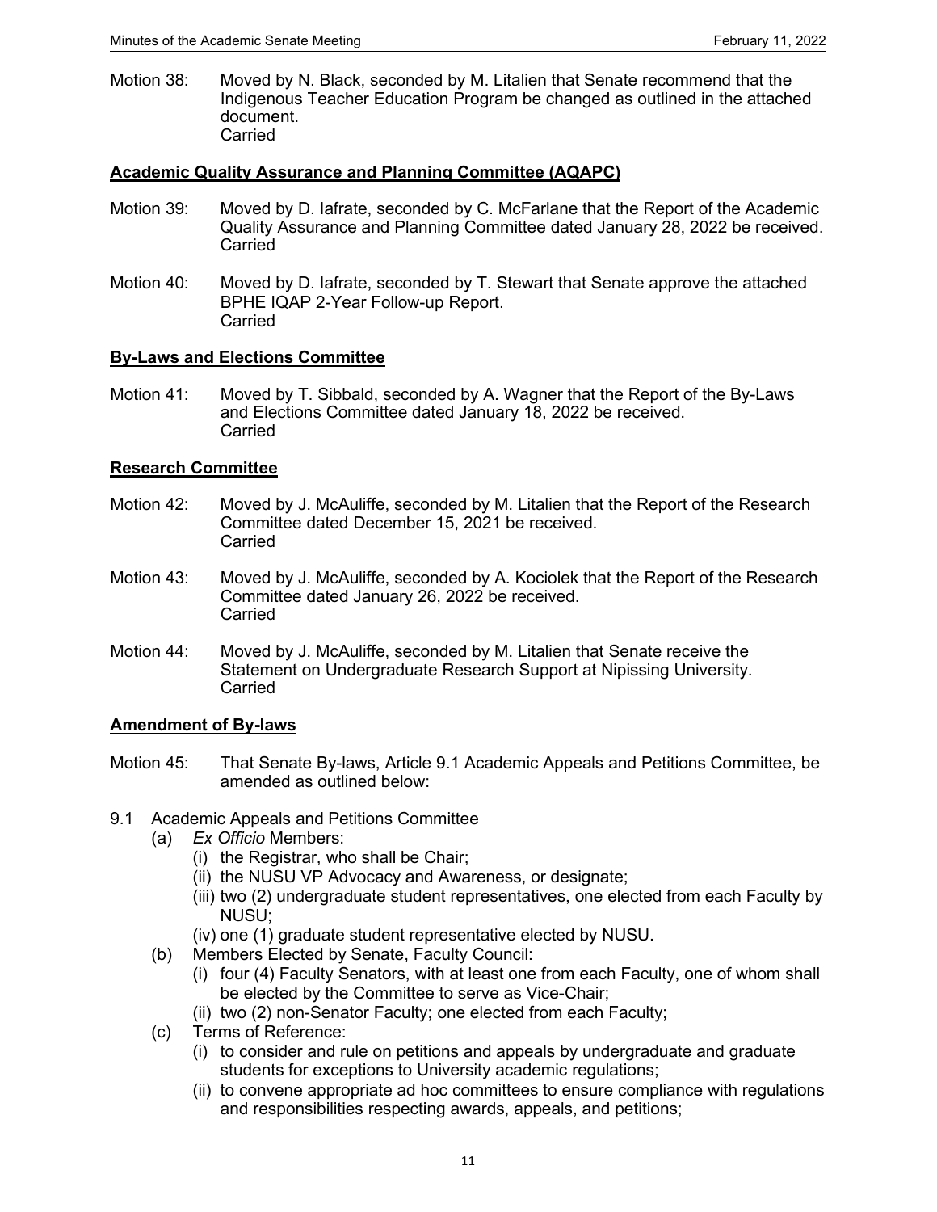Motion 38: Moved by N. Black, seconded by M. Litalien that Senate recommend that the Indigenous Teacher Education Program be changed as outlined in the attached document.
Carried

**Academic Quality Assurance and Planning Committee (AQAPC)**

Motion 39: Moved by D. Iafrate, seconded by C. McFarlane that the Report of the Academic Quality Assurance and Planning Committee dated January 28, 2022 be received.
Carried

Motion 40: Moved by D. Iafrate, seconded by T. Stewart that Senate approve the attached BPHE IQAP 2-Year Follow-up Report.
Carried

**By-Laws and Elections Committee**

Motion 41: Moved by T. Sibbald, seconded by A. Wagner that the Report of the By-Laws and Elections Committee dated January 18, 2022 be received.
Carried

**Research Committee**

Motion 42: Moved by J. McAuliffe, seconded by M. Litalien that the Report of the Research Committee dated December 15, 2021 be received.
Carried

Motion 43: Moved by J. McAuliffe, seconded by A. Kociolek that the Report of the Research Committee dated January 26, 2022 be received.
Carried

Motion 44: Moved by J. McAuliffe, seconded by M. Litalien that Senate receive the Statement on Undergraduate Research Support at Nipissing University.
Carried

**Amendment of By-laws**

Motion 45: That Senate By-laws, Article 9.1 Academic Appeals and Petitions Committee, be amended as outlined below:

9.1 Academic Appeals and Petitions Committee
- (a) *Ex Officio* Members:
  - (i) the Registrar, who shall be Chair;
  - (ii) the NUSU VP Advocacy and Awareness, or designate;
  - (iii) two (2) undergraduate student representatives, one elected from each Faculty by NUSU;
  - (iv) one (1) graduate student representative elected by NUSU.
- (b) Members Elected by Senate, Faculty Council:
  - (i) four (4) Faculty Senators, with at least one from each Faculty, one of whom shall be elected by the Committee to serve as Vice-Chair;
  - (ii) two (2) non-Senator Faculty; one elected from each Faculty;
- (c) Terms of Reference:
  - (i) to consider and rule on petitions and appeals by undergraduate and graduate students for exceptions to University academic regulations;
  - (ii) to convene appropriate ad hoc committees to ensure compliance with regulations and responsibilities respecting awards, appeals, and petitions;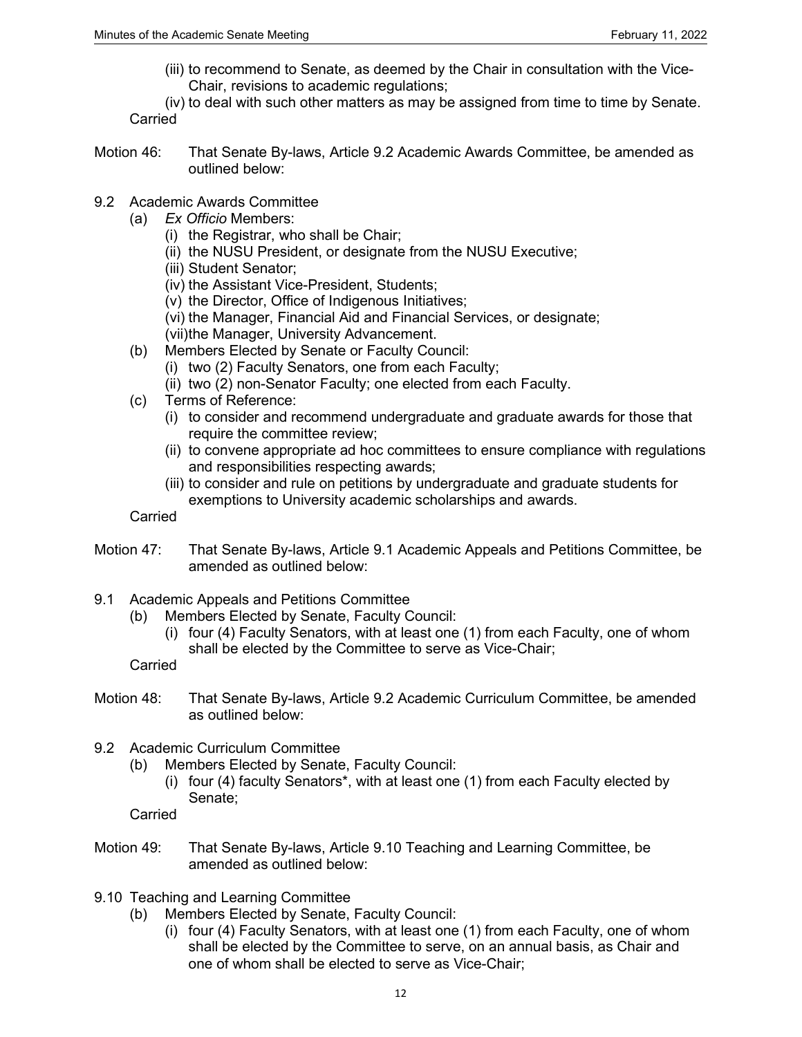(iii) to recommend to Senate, as deemed by the Chair in consultation with the Vice-Chair, revisions to academic regulations;

(iv) to deal with such other matters as may be assigned from time to time by Senate.

Carried

Motion 46: That Senate By-laws, Article 9.2 Academic Awards Committee, be amended as outlined below:

9.2 Academic Awards Committee

- (a) *Ex Officio* Members:
  - (i) the Registrar, who shall be Chair;
  - (ii) the NUSU President, or designate from the NUSU Executive;
  - (iii) Student Senator;
  - (iv) the Assistant Vice-President, Students;
  - (v) the Director, Office of Indigenous Initiatives;
  - (vi) the Manager, Financial Aid and Financial Services, or designate;
  - (vii) the Manager, University Advancement.
- (b) Members Elected by Senate or Faculty Council:
  - (i) two (2) Faculty Senators, one from each Faculty;
  - (ii) two (2) non-Senator Faculty; one elected from each Faculty.
- (c) Terms of Reference:
  - (i) to consider and recommend undergraduate and graduate awards for those that require the committee review;
  - (ii) to convene appropriate ad hoc committees to ensure compliance with regulations and responsibilities respecting awards;
  - (iii) to consider and rule on petitions by undergraduate and graduate students for exemptions to University academic scholarships and awards.

Carried

Motion 47: That Senate By-laws, Article 9.1 Academic Appeals and Petitions Committee, be amended as outlined below:

9.1 Academic Appeals and Petitions Committee

- (b) Members Elected by Senate, Faculty Council:
  - (i) four (4) Faculty Senators, with at least one (1) from each Faculty, one of whom shall be elected by the Committee to serve as Vice-Chair;

Carried

Motion 48: That Senate By-laws, Article 9.2 Academic Curriculum Committee, be amended as outlined below:

9.2 Academic Curriculum Committee

- (b) Members Elected by Senate, Faculty Council:
  - (i) four (4) faculty Senators*, with at least one (1) from each Faculty elected by Senate;

Carried

Motion 49: That Senate By-laws, Article 9.10 Teaching and Learning Committee, be amended as outlined below:

9.10 Teaching and Learning Committee

- (b) Members Elected by Senate, Faculty Council:
  - (i) four (4) Faculty Senators, with at least one (1) from each Faculty, one of whom shall be elected by the Committee to serve, on an annual basis, as Chair and one of whom shall be elected to serve as Vice-Chair;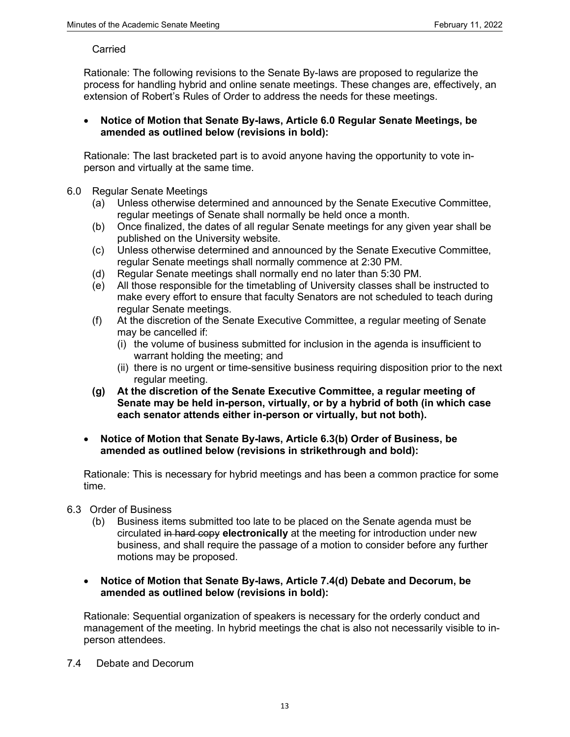Carried

Rationale: The following revisions to the Senate By-laws are proposed to regularize the process for handling hybrid and online senate meetings. These changes are, effectively, an extension of Robert's Rules of Order to address the needs for these meetings.

- **Notice of Motion that Senate By-laws, Article 6.0 Regular Senate Meetings, be amended as outlined below (revisions in bold):**

Rationale: The last bracketed part is to avoid anyone having the opportunity to vote in-person and virtually at the same time.

6.0 Regular Senate Meetings

(a) Unless otherwise determined and announced by the Senate Executive Committee, regular meetings of Senate shall normally be held once a month.

(b) Once finalized, the dates of all regular Senate meetings for any given year shall be published on the University website.

(c) Unless otherwise determined and announced by the Senate Executive Committee, regular Senate meetings shall normally commence at 2:30 PM.

(d) Regular Senate meetings shall normally end no later than 5:30 PM.

(e) All those responsible for the timetabling of University classes shall be instructed to make every effort to ensure that faculty Senators are not scheduled to teach during regular Senate meetings.

(f) At the discretion of the Senate Executive Committee, a regular meeting of Senate may be cancelled if:

(i) the volume of business submitted for inclusion in the agenda is insufficient to warrant holding the meeting; and

(ii) there is no urgent or time-sensitive business requiring disposition prior to the next regular meeting.

**(g) At the discretion of the Senate Executive Committee, a regular meeting of Senate may be held in-person, virtually, or by a hybrid of both (in which case each senator attends either in-person or virtually, but not both).**

- **Notice of Motion that Senate By-laws, Article 6.3(b) Order of Business, be amended as outlined below (revisions in strikethrough and bold):**

Rationale: This is necessary for hybrid meetings and has been a common practice for some time.

6.3 Order of Business

(b) Business items submitted too late to be placed on the Senate agenda must be circulated ~~in hard copy~~ **electronically** at the meeting for introduction under new business, and shall require the passage of a motion to consider before any further motions may be proposed.

- **Notice of Motion that Senate By-laws, Article 7.4(d) Debate and Decorum, be amended as outlined below (revisions in bold):**

Rationale: Sequential organization of speakers is necessary for the orderly conduct and management of the meeting. In hybrid meetings the chat is also not necessarily visible to in-person attendees.

7.4 Debate and Decorum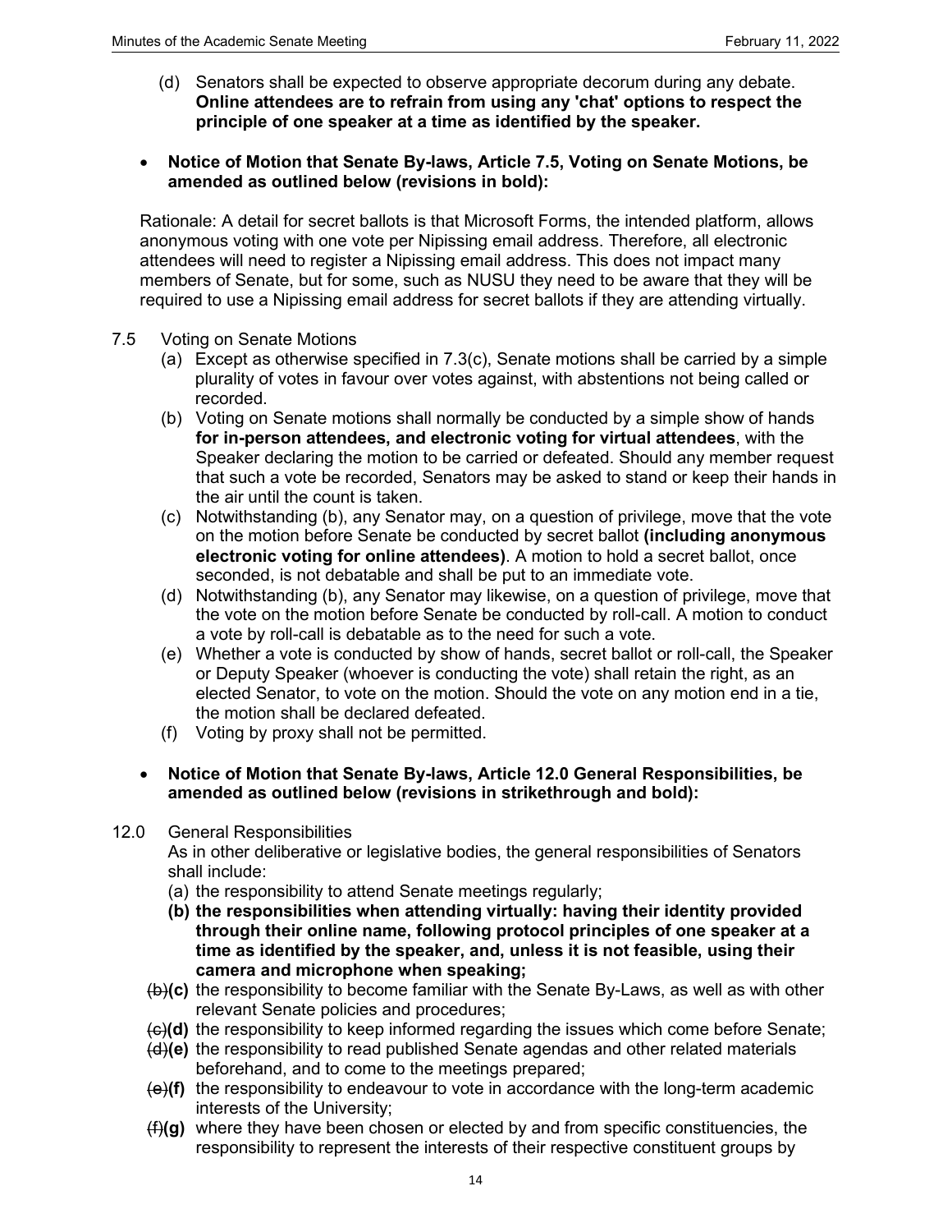(d) Senators shall be expected to observe appropriate decorum during any debate. **Online attendees are to refrain from using any 'chat' options to respect the principle of one speaker at a time as identified by the speaker.**

- **Notice of Motion that Senate By-laws, Article 7.5, Voting on Senate Motions, be amended as outlined below (revisions in bold):**

Rationale: A detail for secret ballots is that Microsoft Forms, the intended platform, allows anonymous voting with one vote per Nipissing email address. Therefore, all electronic attendees will need to register a Nipissing email address. This does not impact many members of Senate, but for some, such as NUSU they need to be aware that they will be required to use a Nipissing email address for secret ballots if they are attending virtually.

7.5 Voting on Senate Motions

(a) Except as otherwise specified in 7.3(c), Senate motions shall be carried by a simple plurality of votes in favour over votes against, with abstentions not being called or recorded.

(b) Voting on Senate motions shall normally be conducted by a simple show of hands **for in-person attendees, and electronic voting for virtual attendees**, with the Speaker declaring the motion to be carried or defeated. Should any member request that such a vote be recorded, Senators may be asked to stand or keep their hands in the air until the count is taken.

(c) Notwithstanding (b), any Senator may, on a question of privilege, move that the vote on the motion before Senate be conducted by secret ballot **(including anonymous electronic voting for online attendees)**. A motion to hold a secret ballot, once seconded, is not debatable and shall be put to an immediate vote.

(d) Notwithstanding (b), any Senator may likewise, on a question of privilege, move that the vote on the motion before Senate be conducted by roll-call. A motion to conduct a vote by roll-call is debatable as to the need for such a vote.

(e) Whether a vote is conducted by show of hands, secret ballot or roll-call, the Speaker or Deputy Speaker (whoever is conducting the vote) shall retain the right, as an elected Senator, to vote on the motion. Should the vote on any motion end in a tie, the motion shall be declared defeated.

(f) Voting by proxy shall not be permitted.

- **Notice of Motion that Senate By-laws, Article 12.0 General Responsibilities, be amended as outlined below (revisions in strikethrough and bold):**

12.0 General Responsibilities

As in other deliberative or legislative bodies, the general responsibilities of Senators shall include:

(a) the responsibility to attend Senate meetings regularly;

**(b) the responsibilities when attending virtually: having their identity provided through their online name, following protocol principles of one speaker at a time as identified by the speaker, and, unless it is not feasible, using their camera and microphone when speaking;**

~~(b)~~**(c)** the responsibility to become familiar with the Senate By-Laws, as well as with other relevant Senate policies and procedures;

~~(c)~~**(d)** the responsibility to keep informed regarding the issues which come before Senate;

~~(d)~~**(e)** the responsibility to read published Senate agendas and other related materials beforehand, and to come to the meetings prepared;

~~(e)~~**(f)** the responsibility to endeavour to vote in accordance with the long-term academic interests of the University;

~~(f)~~**(g)** where they have been chosen or elected by and from specific constituencies, the responsibility to represent the interests of their respective constituent groups by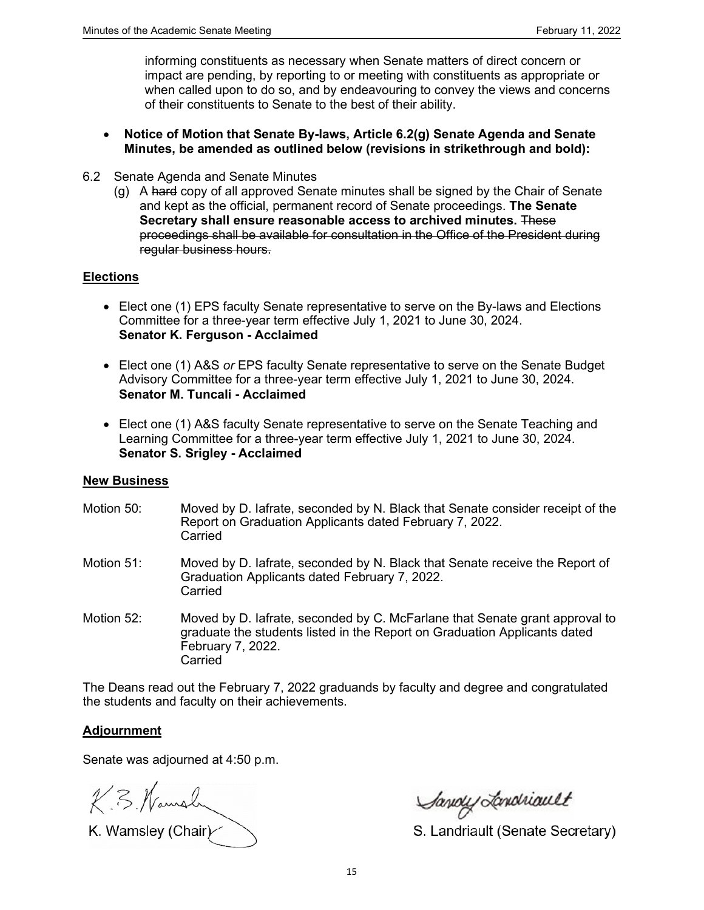informing constituents as necessary when Senate matters of direct concern or impact are pending, by reporting to or meeting with constituents as appropriate or when called upon to do so, and by endeavouring to convey the views and concerns of their constituents to Senate to the best of their ability.

- **Notice of Motion that Senate By-laws, Article 6.2(g) Senate Agenda and Senate Minutes, be amended as outlined below (revisions in strikethrough and bold):**

6.2 Senate Agenda and Senate Minutes

(g) A ~~hard~~ copy of all approved Senate minutes shall be signed by the Chair of Senate and kept as the official, permanent record of Senate proceedings. **The Senate Secretary shall ensure reasonable access to archived minutes.** ~~These proceedings shall be available for consultation in the Office of the President during regular business hours.~~

## Elections

- Elect one (1) EPS faculty Senate representative to serve on the By-laws and Elections Committee for a three-year term effective July 1, 2021 to June 30, 2024.
  **Senator K. Ferguson - Acclaimed**

- Elect one (1) A&S *or* EPS faculty Senate representative to serve on the Senate Budget Advisory Committee for a three-year term effective July 1, 2021 to June 30, 2024.
  **Senator M. Tuncali - Acclaimed**

- Elect one (1) A&S faculty Senate representative to serve on the Senate Teaching and Learning Committee for a three-year term effective July 1, 2021 to June 30, 2024.
  **Senator S. Srigley - Acclaimed**

## New Business

Motion 50: Moved by D. Iafrate, seconded by N. Black that Senate consider receipt of the Report on Graduation Applicants dated February 7, 2022.
Carried

Motion 51: Moved by D. Iafrate, seconded by N. Black that Senate receive the Report of Graduation Applicants dated February 7, 2022.
Carried

Motion 52: Moved by D. Iafrate, seconded by C. McFarlane that Senate grant approval to graduate the students listed in the Report on Graduation Applicants dated February 7, 2022.
Carried

The Deans read out the February 7, 2022 graduands by faculty and degree and congratulated the students and faculty on their achievements.

## Adjournment

Senate was adjourned at 4:50 p.m.

K. Wamsley (Chair)

S. Landriault (Senate Secretary)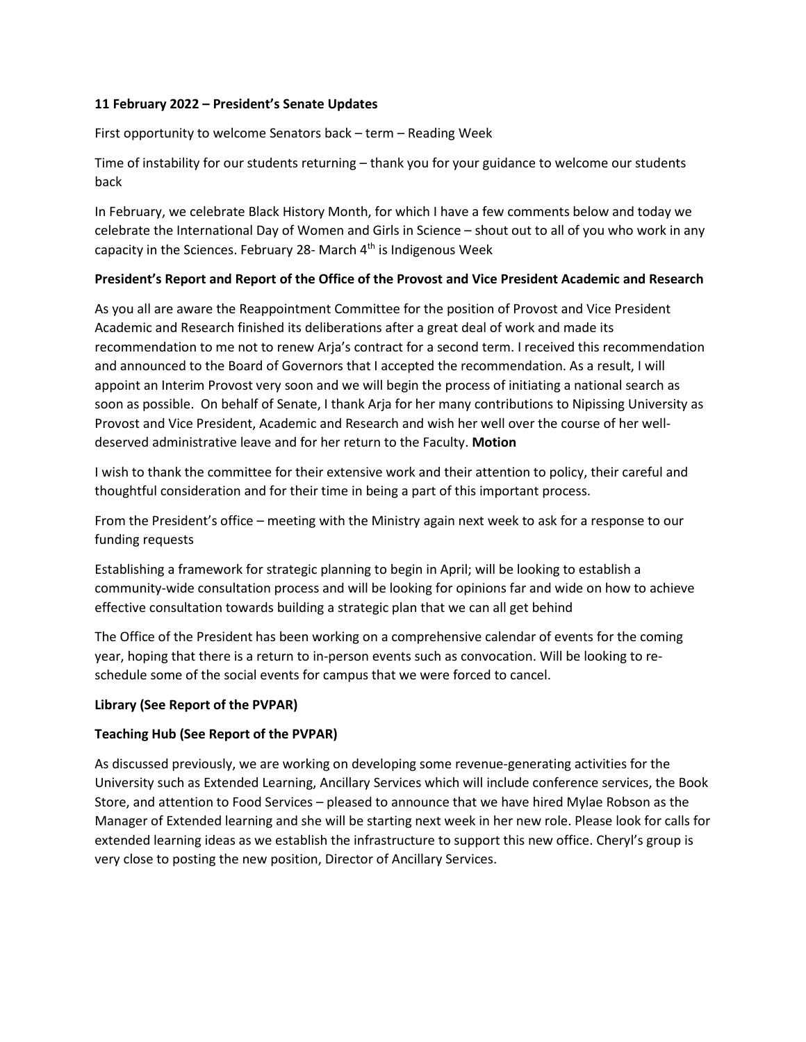**11 February 2022 – President's Senate Updates**

First opportunity to welcome Senators back – term – Reading Week

Time of instability for our students returning – thank you for your guidance to welcome our students back

In February, we celebrate Black History Month, for which I have a few comments below and today we celebrate the International Day of Women and Girls in Science – shout out to all of you who work in any capacity in the Sciences. February 28- March 4th is Indigenous Week

**President's Report and Report of the Office of the Provost and Vice President Academic and Research**

As you all are aware the Reappointment Committee for the position of Provost and Vice President Academic and Research finished its deliberations after a great deal of work and made its recommendation to me not to renew Arja's contract for a second term. I received this recommendation and announced to the Board of Governors that I accepted the recommendation. As a result, I will appoint an Interim Provost very soon and we will begin the process of initiating a national search as soon as possible. On behalf of Senate, I thank Arja for her many contributions to Nipissing University as Provost and Vice President, Academic and Research and wish her well over the course of her well-deserved administrative leave and for her return to the Faculty. **Motion**

I wish to thank the committee for their extensive work and their attention to policy, their careful and thoughtful consideration and for their time in being a part of this important process.

From the President's office – meeting with the Ministry again next week to ask for a response to our funding requests

Establishing a framework for strategic planning to begin in April; will be looking to establish a community-wide consultation process and will be looking for opinions far and wide on how to achieve effective consultation towards building a strategic plan that we can all get behind

The Office of the President has been working on a comprehensive calendar of events for the coming year, hoping that there is a return to in-person events such as convocation. Will be looking to re-schedule some of the social events for campus that we were forced to cancel.

**Library (See Report of the PVPAR)**

**Teaching Hub (See Report of the PVPAR)**

As discussed previously, we are working on developing some revenue-generating activities for the University such as Extended Learning, Ancillary Services which will include conference services, the Book Store, and attention to Food Services – pleased to announce that we have hired Mylae Robson as the Manager of Extended learning and she will be starting next week in her new role. Please look for calls for extended learning ideas as we establish the infrastructure to support this new office. Cheryl's group is very close to posting the new position, Director of Ancillary Services.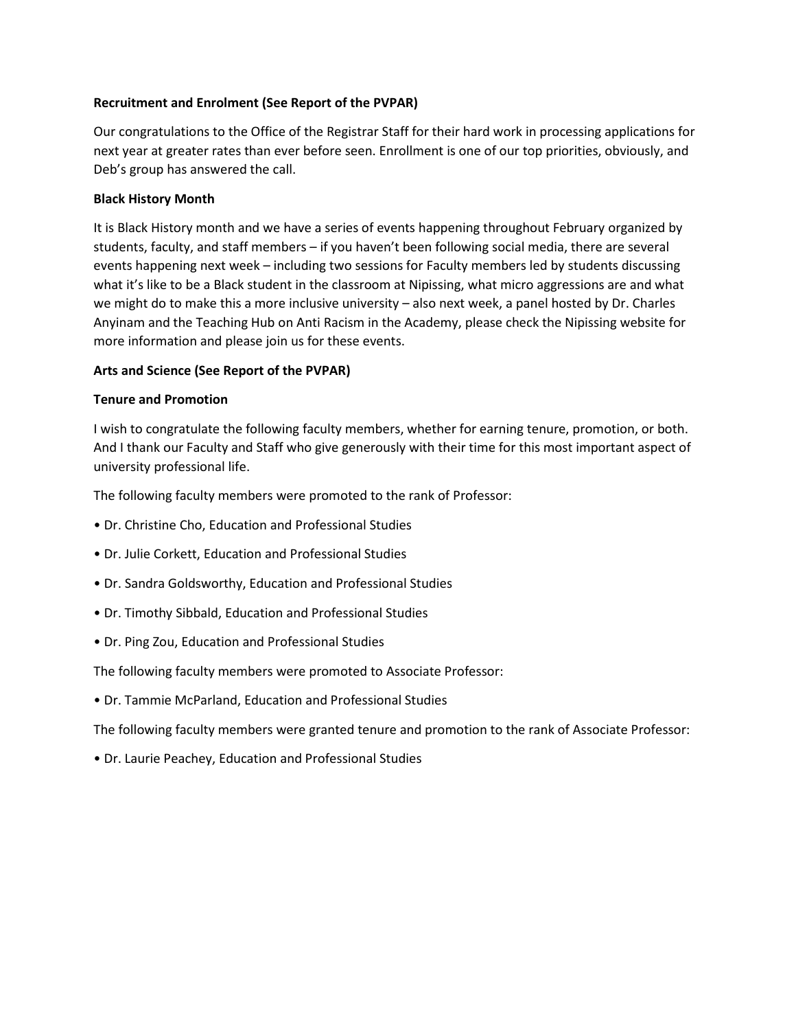**Recruitment and Enrolment (See Report of the PVPAR)**

Our congratulations to the Office of the Registrar Staff for their hard work in processing applications for next year at greater rates than ever before seen. Enrollment is one of our top priorities, obviously, and Deb's group has answered the call.

**Black History Month**

It is Black History month and we have a series of events happening throughout February organized by students, faculty, and staff members – if you haven't been following social media, there are several events happening next week – including two sessions for Faculty members led by students discussing what it's like to be a Black student in the classroom at Nipissing, what micro aggressions are and what we might do to make this a more inclusive university – also next week, a panel hosted by Dr. Charles Anyinam and the Teaching Hub on Anti Racism in the Academy, please check the Nipissing website for more information and please join us for these events.

**Arts and Science (See Report of the PVPAR)**

**Tenure and Promotion**

I wish to congratulate the following faculty members, whether for earning tenure, promotion, or both. And I thank our Faculty and Staff who give generously with their time for this most important aspect of university professional life.

The following faculty members were promoted to the rank of Professor:

- Dr. Christine Cho, Education and Professional Studies
- Dr. Julie Corkett, Education and Professional Studies
- Dr. Sandra Goldsworthy, Education and Professional Studies
- Dr. Timothy Sibbald, Education and Professional Studies
- Dr. Ping Zou, Education and Professional Studies

The following faculty members were promoted to Associate Professor:

- Dr. Tammie McParland, Education and Professional Studies

The following faculty members were granted tenure and promotion to the rank of Associate Professor:

- Dr. Laurie Peachey, Education and Professional Studies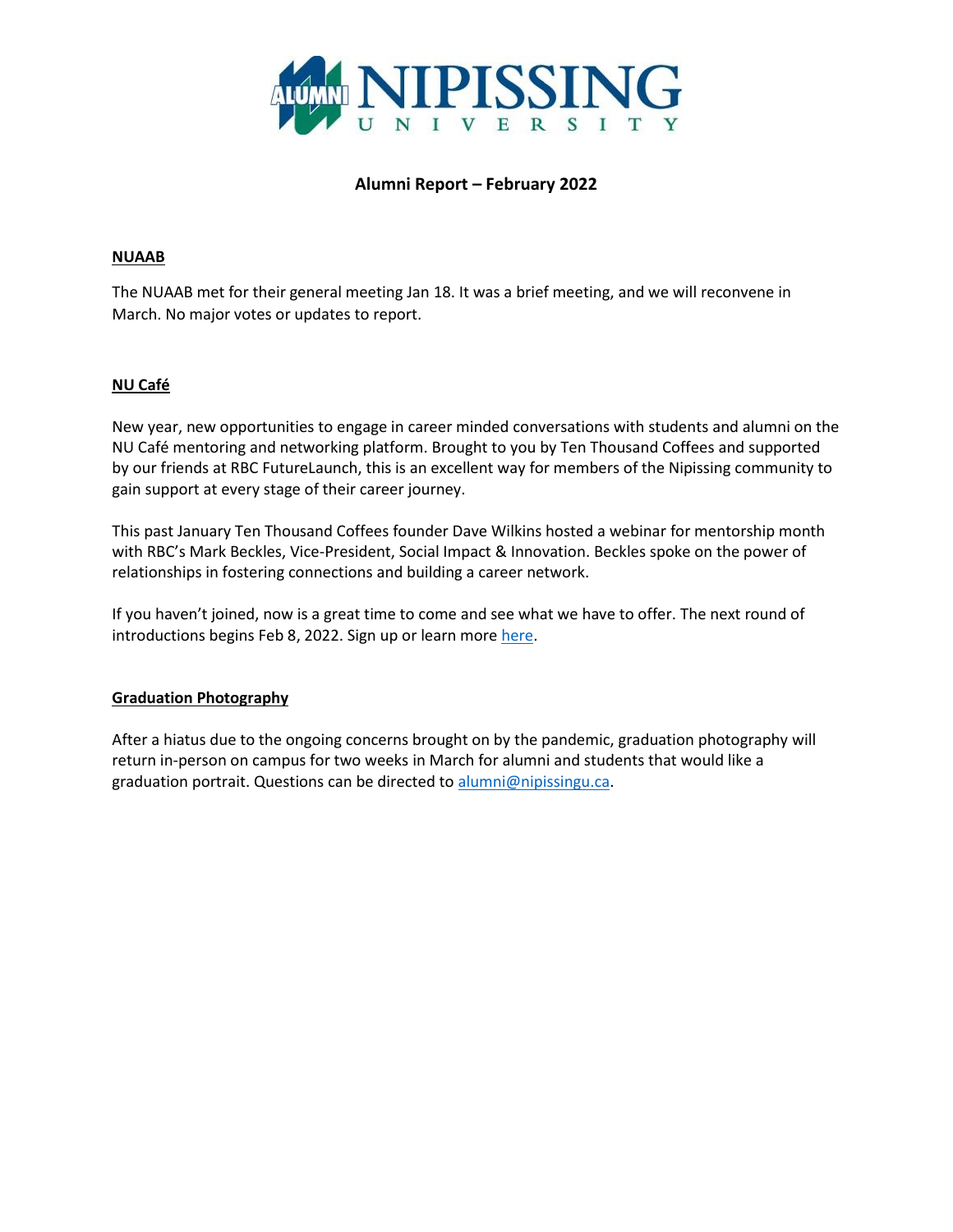# Alumni Report – February 2022

## NUAAB

The NUAAB met for their general meeting Jan 18. It was a brief meeting, and we will reconvene in March. No major votes or updates to report.

## NU Café

New year, new opportunities to engage in career minded conversations with students and alumni on the NU Café mentoring and networking platform. Brought to you by Ten Thousand Coffees and supported by our friends at RBC FutureLaunch, this is an excellent way for members of the Nipissing community to gain support at every stage of their career journey.

This past January Ten Thousand Coffees founder Dave Wilkins hosted a webinar for mentorship month with RBC's Mark Beckles, Vice-President, Social Impact & Innovation. Beckles spoke on the power of relationships in fostering connections and building a career network.

If you haven't joined, now is a great time to come and see what we have to offer. The next round of introductions begins Feb 8, 2022. Sign up or learn more here.

## Graduation Photography

After a hiatus due to the ongoing concerns brought on by the pandemic, graduation photography will return in-person on campus for two weeks in March for alumni and students that would like a graduation portrait. Questions can be directed to alumni@nipissingu.ca.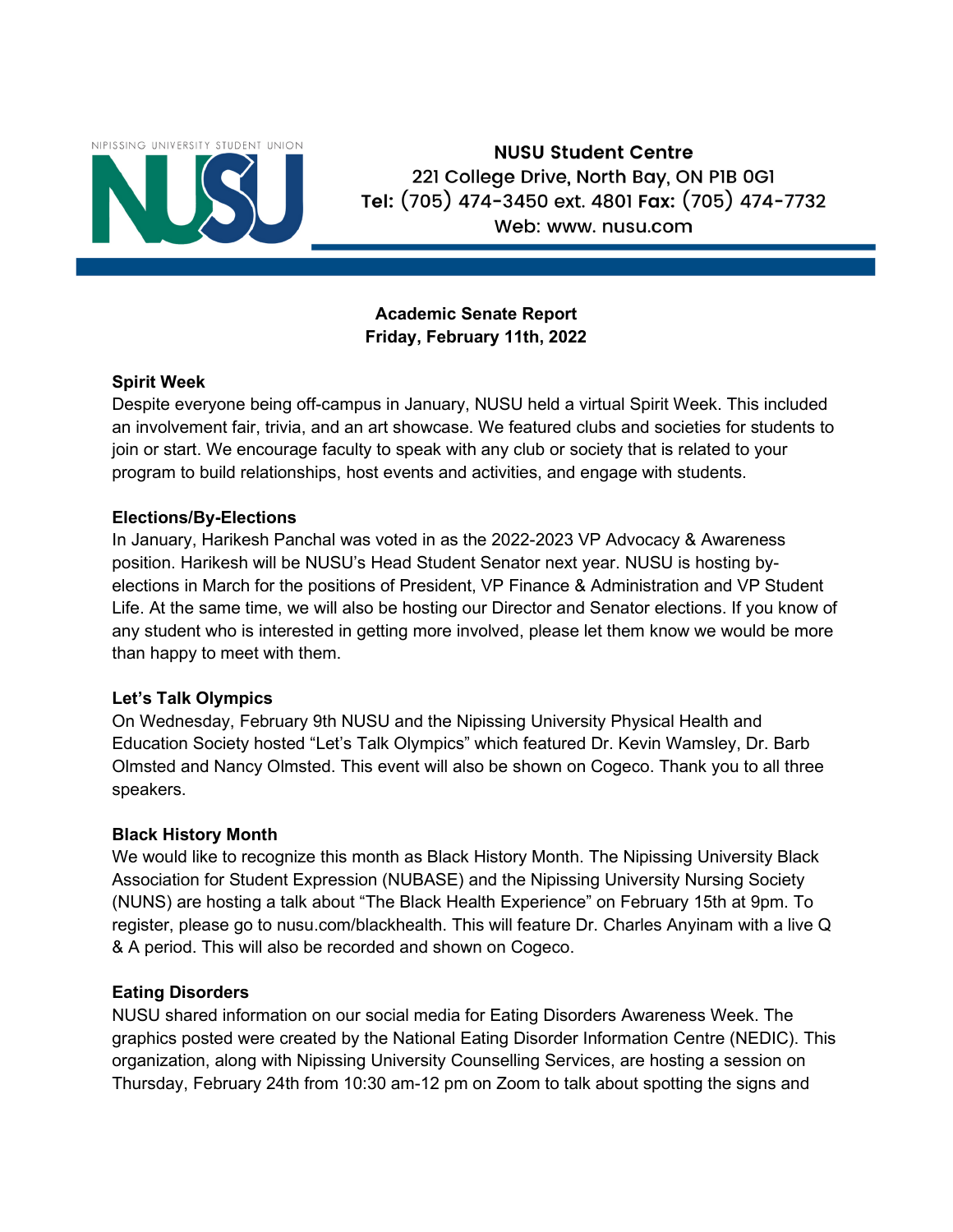NIPISSING UNIVERSITY STUDENT UNION

NUSU

**NUSU Student Centre**
221 College Drive, North Bay, ON P1B 0G1
**Tel:** (705) 474-3450 ext. 4801 **Fax:** (705) 474-7732
Web: www. nusu.com

**Academic Senate Report**
**Friday, February 11th, 2022**

**Spirit Week**

Despite everyone being off-campus in January, NUSU held a virtual Spirit Week. This included an involvement fair, trivia, and an art showcase. We featured clubs and societies for students to join or start. We encourage faculty to speak with any club or society that is related to your program to build relationships, host events and activities, and engage with students.

**Elections/By-Elections**

In January, Harikesh Panchal was voted in as the 2022-2023 VP Advocacy & Awareness position. Harikesh will be NUSU's Head Student Senator next year. NUSU is hosting by-elections in March for the positions of President, VP Finance & Administration and VP Student Life. At the same time, we will also be hosting our Director and Senator elections. If you know of any student who is interested in getting more involved, please let them know we would be more than happy to meet with them.

**Let's Talk Olympics**

On Wednesday, February 9th NUSU and the Nipissing University Physical Health and Education Society hosted "Let's Talk Olympics" which featured Dr. Kevin Wamsley, Dr. Barb Olmsted and Nancy Olmsted. This event will also be shown on Cogeco. Thank you to all three speakers.

**Black History Month**

We would like to recognize this month as Black History Month. The Nipissing University Black Association for Student Expression (NUBASE) and the Nipissing University Nursing Society (NUNS) are hosting a talk about "The Black Health Experience" on February 15th at 9pm. To register, please go to nusu.com/blackhealth. This will feature Dr. Charles Anyinam with a live Q & A period. This will also be recorded and shown on Cogeco.

**Eating Disorders**

NUSU shared information on our social media for Eating Disorders Awareness Week. The graphics posted were created by the National Eating Disorder Information Centre (NEDIC). This organization, along with Nipissing University Counselling Services, are hosting a session on Thursday, February 24th from 10:30 am-12 pm on Zoom to talk about spotting the signs and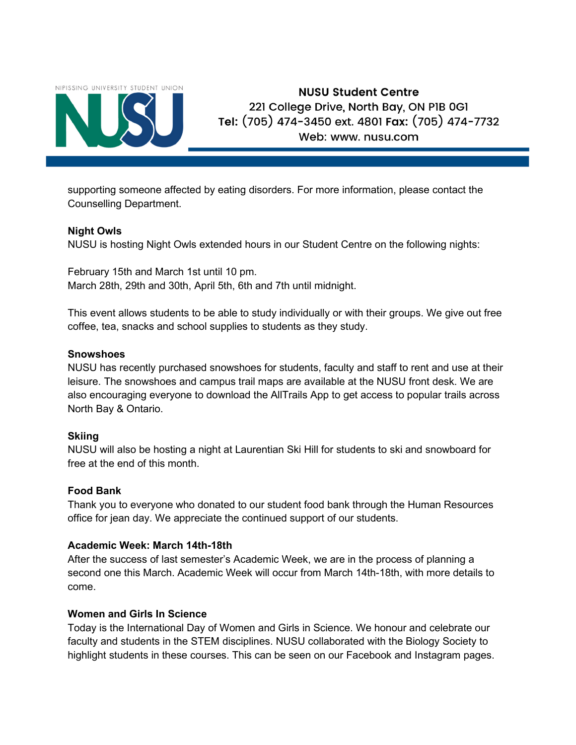supporting someone affected by eating disorders. For more information, please contact the Counselling Department.

**Night Owls**

NUSU is hosting Night Owls extended hours in our Student Centre on the following nights:

February 15th and March 1st until 10 pm.
March 28th, 29th and 30th, April 5th, 6th and 7th until midnight.

This event allows students to be able to study individually or with their groups. We give out free coffee, tea, snacks and school supplies to students as they study.

**Snowshoes**

NUSU has recently purchased snowshoes for students, faculty and staff to rent and use at their leisure. The snowshoes and campus trail maps are available at the NUSU front desk. We are also encouraging everyone to download the AllTrails App to get access to popular trails across North Bay & Ontario.

**Skiing**

NUSU will also be hosting a night at Laurentian Ski Hill for students to ski and snowboard for free at the end of this month.

**Food Bank**

Thank you to everyone who donated to our student food bank through the Human Resources office for jean day. We appreciate the continued support of our students.

**Academic Week: March 14th-18th**

After the success of last semester's Academic Week, we are in the process of planning a second one this March. Academic Week will occur from March 14th-18th, with more details to come.

**Women and Girls In Science**

Today is the International Day of Women and Girls in Science. We honour and celebrate our faculty and students in the STEM disciplines. NUSU collaborated with the Biology Society to highlight students in these courses. This can be seen on our Facebook and Instagram pages.